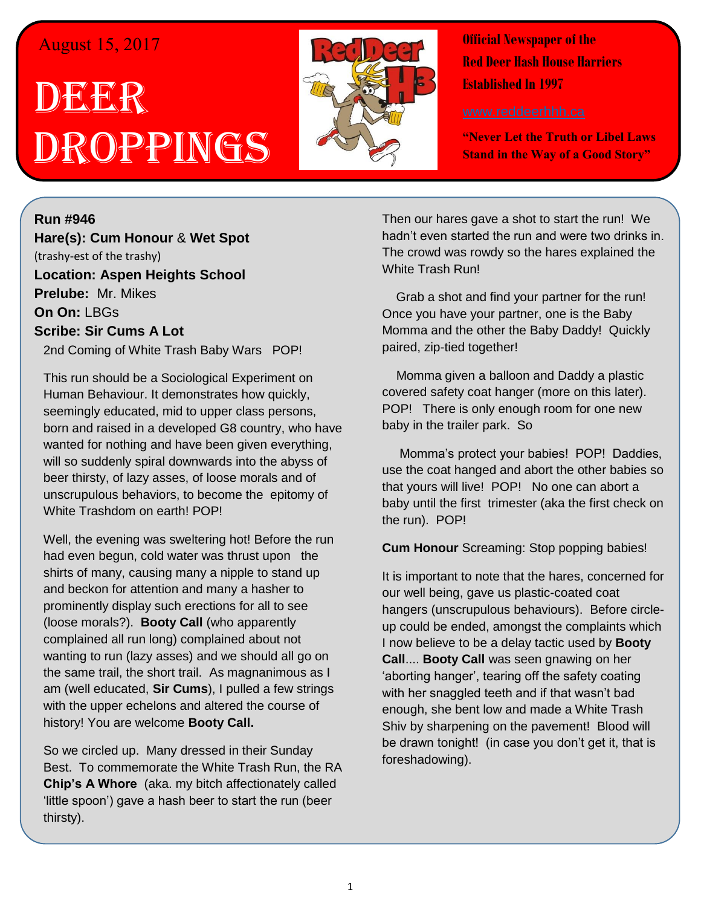August 15, 2017

# Deer Droppings

**Official Newspaper of the Red Deer Hash House Harriers Established In 1997**

www.reddeerhhh.ca

**"Never Let the Truth or Libel Laws Stand in the Way of a Good Story"**

**Run #946**
**Hare(s): Cum Honour** & **Wet Spot**
(trashy-est of the trashy)
**Location: Aspen Heights School**
**Prelube:** Mr. Mikes
**On On:** LBGs
**Scribe: Sir Cums A Lot**

2nd Coming of White Trash Baby Wars POP!

This run should be a Sociological Experiment on Human Behaviour. It demonstrates how quickly, seemingly educated, mid to upper class persons, born and raised in a developed G8 country, who have wanted for nothing and have been given everything, will so suddenly spiral downwards into the abyss of beer thirsty, of lazy asses, of loose morals and of unscrupulous behaviors, to become the epitomy of White Trashdom on earth! POP!

Well, the evening was sweltering hot! Before the run had even begun, cold water was thrust upon the shirts of many, causing many a nipple to stand up and beckon for attention and many a hasher to prominently display such erections for all to see (loose morals?). **Booty Call** (who apparently complained all run long) complained about not wanting to run (lazy asses) and we should all go on the same trail, the short trail. As magnanimous as I am (well educated, **Sir Cums**), I pulled a few strings with the upper echelons and altered the course of history! You are welcome **Booty Call.**

So we circled up. Many dressed in their Sunday Best. To commemorate the White Trash Run, the RA **Chip's A Whore** (aka. my bitch affectionately called 'little spoon') gave a hash beer to start the run (beer thirsty).

Then our hares gave a shot to start the run! We hadn't even started the run and were two drinks in. The crowd was rowdy so the hares explained the White Trash Run!

Grab a shot and find your partner for the run! Once you have your partner, one is the Baby Momma and the other the Baby Daddy! Quickly paired, zip-tied together!

Momma given a balloon and Daddy a plastic covered safety coat hanger (more on this later). POP! There is only enough room for one new baby in the trailer park. So

Momma's protect your babies! POP! Daddies, use the coat hanged and abort the other babies so that yours will live! POP! No one can abort a baby until the first trimester (aka the first check on the run). POP!

**Cum Honour** Screaming: Stop popping babies!

It is important to note that the hares, concerned for our well being, gave us plastic-coated coat hangers (unscrupulous behaviours). Before circle-up could be ended, amongst the complaints which I now believe to be a delay tactic used by **Booty Call**.... **Booty Call** was seen gnawing on her 'aborting hanger', tearing off the safety coating with her snaggled teeth and if that wasn't bad enough, she bent low and made a White Trash Shiv by sharpening on the pavement! Blood will be drawn tonight! (in case you don't get it, that is foreshadowing).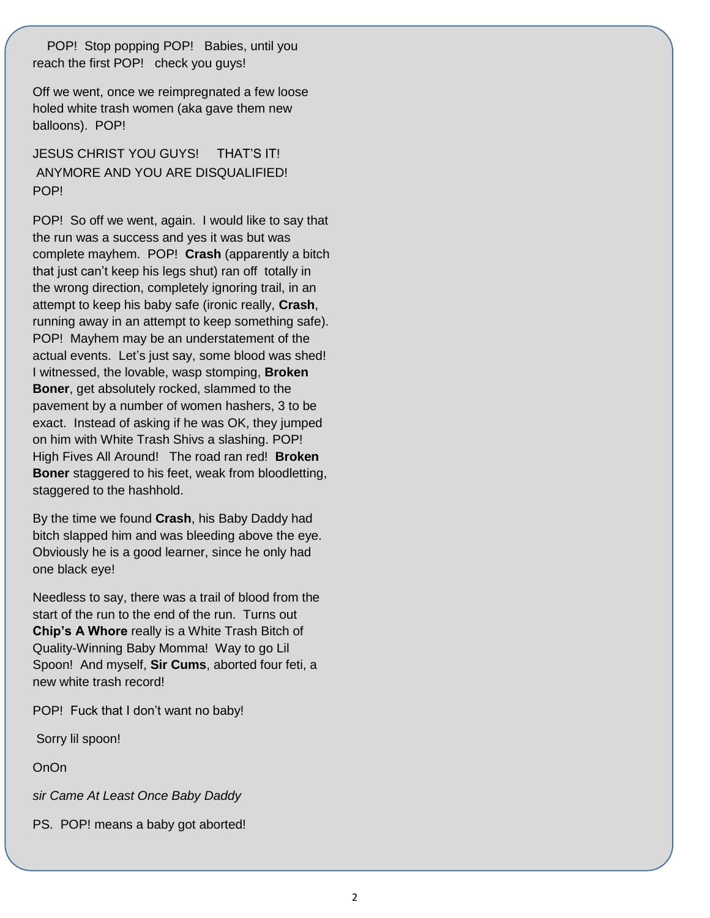POP! Stop popping POP! Babies, until you reach the first POP! check you guys!

Off we went, once we reimpregnated a few loose holed white trash women (aka gave them new balloons). POP!

JESUS CHRIST YOU GUYS! THAT'S IT! ANYMORE AND YOU ARE DISQUALIFIED! POP!

POP! So off we went, again. I would like to say that the run was a success and yes it was but was complete mayhem. POP! **Crash** (apparently a bitch that just can't keep his legs shut) ran off totally in the wrong direction, completely ignoring trail, in an attempt to keep his baby safe (ironic really, **Crash**, running away in an attempt to keep something safe). POP! Mayhem may be an understatement of the actual events. Let's just say, some blood was shed! I witnessed, the lovable, wasp stomping, **Broken Boner**, get absolutely rocked, slammed to the pavement by a number of women hashers, 3 to be exact. Instead of asking if he was OK, they jumped on him with White Trash Shivs a slashing. POP! High Fives All Around! The road ran red! **Broken Boner** staggered to his feet, weak from bloodletting, staggered to the hashhold.

By the time we found **Crash**, his Baby Daddy had bitch slapped him and was bleeding above the eye. Obviously he is a good learner, since he only had one black eye!

Needless to say, there was a trail of blood from the start of the run to the end of the run. Turns out **Chip's A Whore** really is a White Trash Bitch of Quality-Winning Baby Momma! Way to go Lil Spoon! And myself, **Sir Cums**, aborted four feti, a new white trash record!

POP! Fuck that I don't want no baby!

Sorry lil spoon!

OnOn

*sir Came At Least Once Baby Daddy*

PS. POP! means a baby got aborted!